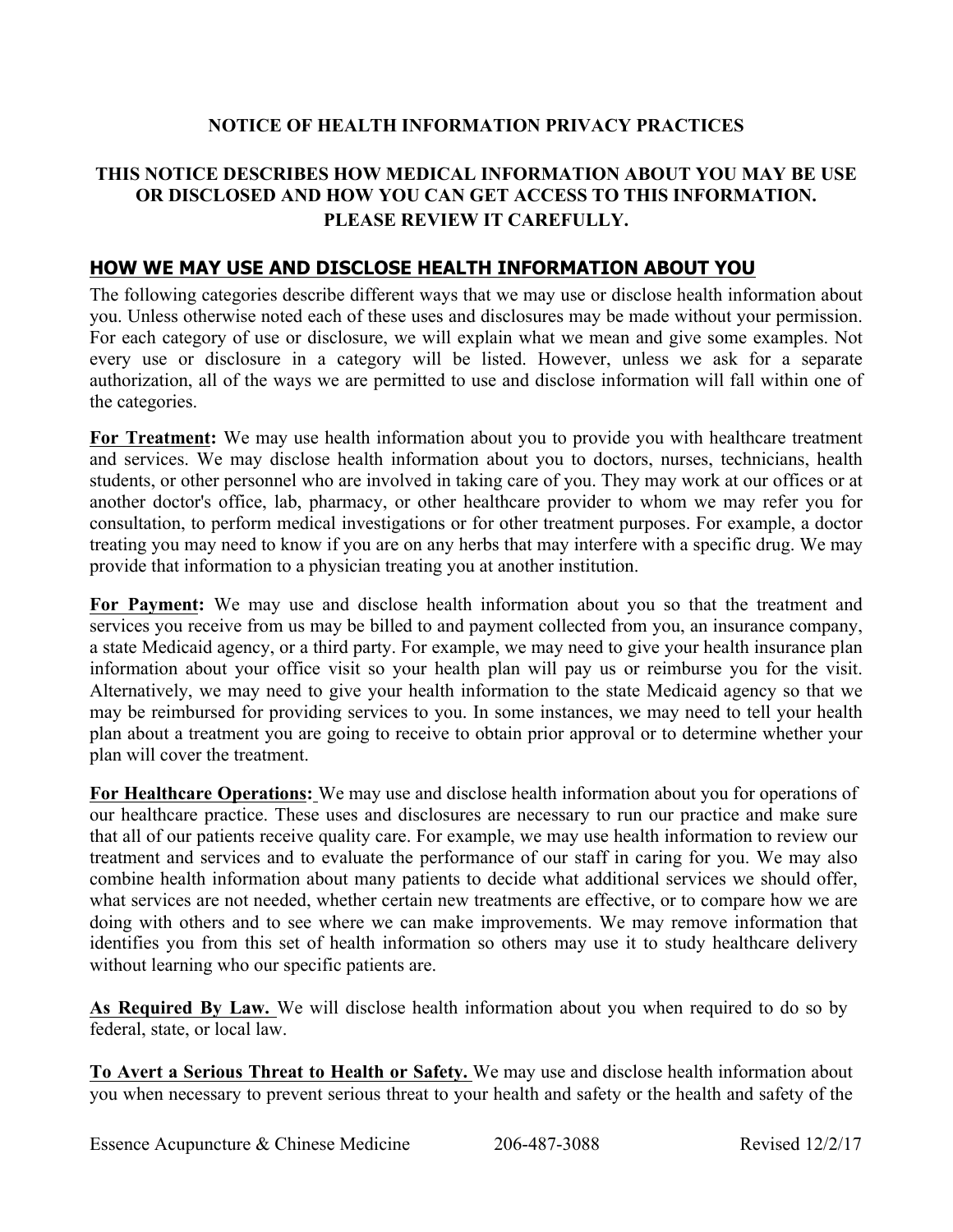# NOTICE OF HEALTH INFORMATION PRIVACY PRACTICES

## THIS NOTICE DESCRIBES HOW MEDICAL INFORMATION ABOUT YOU MAY BE USE OR DISCLOSED AND HOW YOU CAN GET ACCESS TO THIS INFORMATION. PLEASE REVIEW IT CAREFULLY.

## HOW WE MAY USE AND DISCLOSE HEALTH INFORMATION ABOUT YOU

The following categories describe different ways that we may use or disclose health information about you. Unless otherwise noted each of these uses and disclosures may be made without your permission. For each category of use or disclosure, we will explain what we mean and give some examples. Not every use or disclosure in a category will be listed. However, unless we ask for a separate authorization, all of the ways we are permitted to use and disclose information will fall within one of the categories.

**For Treatment:** We may use health information about you to provide you with healthcare treatment and services. We may disclose health information about you to doctors, nurses, technicians, health students, or other personnel who are involved in taking care of you. They may work at our offices or at another doctor's office, lab, pharmacy, or other healthcare provider to whom we may refer you for consultation, to perform medical investigations or for other treatment purposes. For example, a doctor treating you may need to know if you are on any herbs that may interfere with a specific drug. We may provide that information to a physician treating you at another institution.

**For Payment:** We may use and disclose health information about you so that the treatment and services you receive from us may be billed to and payment collected from you, an insurance company, a state Medicaid agency, or a third party. For example, we may need to give your health insurance plan information about your office visit so your health plan will pay us or reimburse you for the visit. Alternatively, we may need to give your health information to the state Medicaid agency so that we may be reimbursed for providing services to you. In some instances, we may need to tell your health plan about a treatment you are going to receive to obtain prior approval or to determine whether your plan will cover the treatment.

**For Healthcare Operations:** We may use and disclose health information about you for operations of our healthcare practice. These uses and disclosures are necessary to run our practice and make sure that all of our patients receive quality care. For example, we may use health information to review our treatment and services and to evaluate the performance of our staff in caring for you. We may also combine health information about many patients to decide what additional services we should offer, what services are not needed, whether certain new treatments are effective, or to compare how we are doing with others and to see where we can make improvements. We may remove information that identifies you from this set of health information so others may use it to study healthcare delivery without learning who our specific patients are.

**As Required By Law.** We will disclose health information about you when required to do so by federal, state, or local law.

**To Avert a Serious Threat to Health or Safety.** We may use and disclose health information about you when necessary to prevent serious threat to your health and safety or the health and safety of the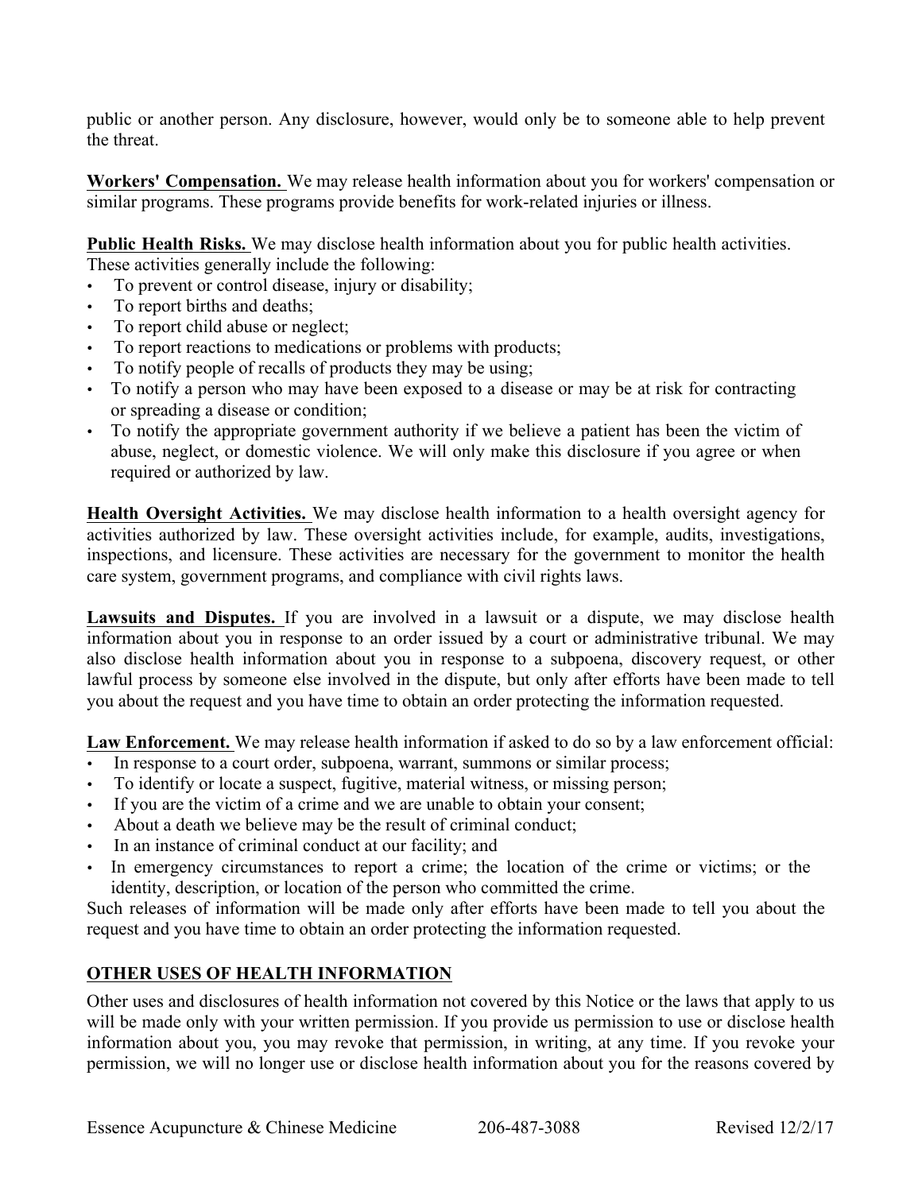public or another person. Any disclosure, however, would only be to someone able to help prevent the threat.

**Workers' Compensation.** We may release health information about you for workers' compensation or similar programs. These programs provide benefits for work-related injuries or illness.

**Public Health Risks.** We may disclose health information about you for public health activities. These activities generally include the following:

- To prevent or control disease, injury or disability;
- To report births and deaths;
- To report child abuse or neglect;
- To report reactions to medications or problems with products;
- To notify people of recalls of products they may be using;
- To notify a person who may have been exposed to a disease or may be at risk for contracting or spreading a disease or condition;
- To notify the appropriate government authority if we believe a patient has been the victim of abuse, neglect, or domestic violence. We will only make this disclosure if you agree or when required or authorized by law.

**Health Oversight Activities.** We may disclose health information to a health oversight agency for activities authorized by law. These oversight activities include, for example, audits, investigations, inspections, and licensure. These activities are necessary for the government to monitor the health care system, government programs, and compliance with civil rights laws.

**Lawsuits and Disputes.** If you are involved in a lawsuit or a dispute, we may disclose health information about you in response to an order issued by a court or administrative tribunal. We may also disclose health information about you in response to a subpoena, discovery request, or other lawful process by someone else involved in the dispute, but only after efforts have been made to tell you about the request and you have time to obtain an order protecting the information requested.

**Law Enforcement.** We may release health information if asked to do so by a law enforcement official:

- In response to a court order, subpoena, warrant, summons or similar process;
- To identify or locate a suspect, fugitive, material witness, or missing person;
- If you are the victim of a crime and we are unable to obtain your consent;
- About a death we believe may be the result of criminal conduct;
- In an instance of criminal conduct at our facility; and
- In emergency circumstances to report a crime; the location of the crime or victims; or the identity, description, or location of the person who committed the crime.

Such releases of information will be made only after efforts have been made to tell you about the request and you have time to obtain an order protecting the information requested.

## OTHER USES OF HEALTH INFORMATION

Other uses and disclosures of health information not covered by this Notice or the laws that apply to us will be made only with your written permission. If you provide us permission to use or disclose health information about you, you may revoke that permission, in writing, at any time. If you revoke your permission, we will no longer use or disclose health information about you for the reasons covered by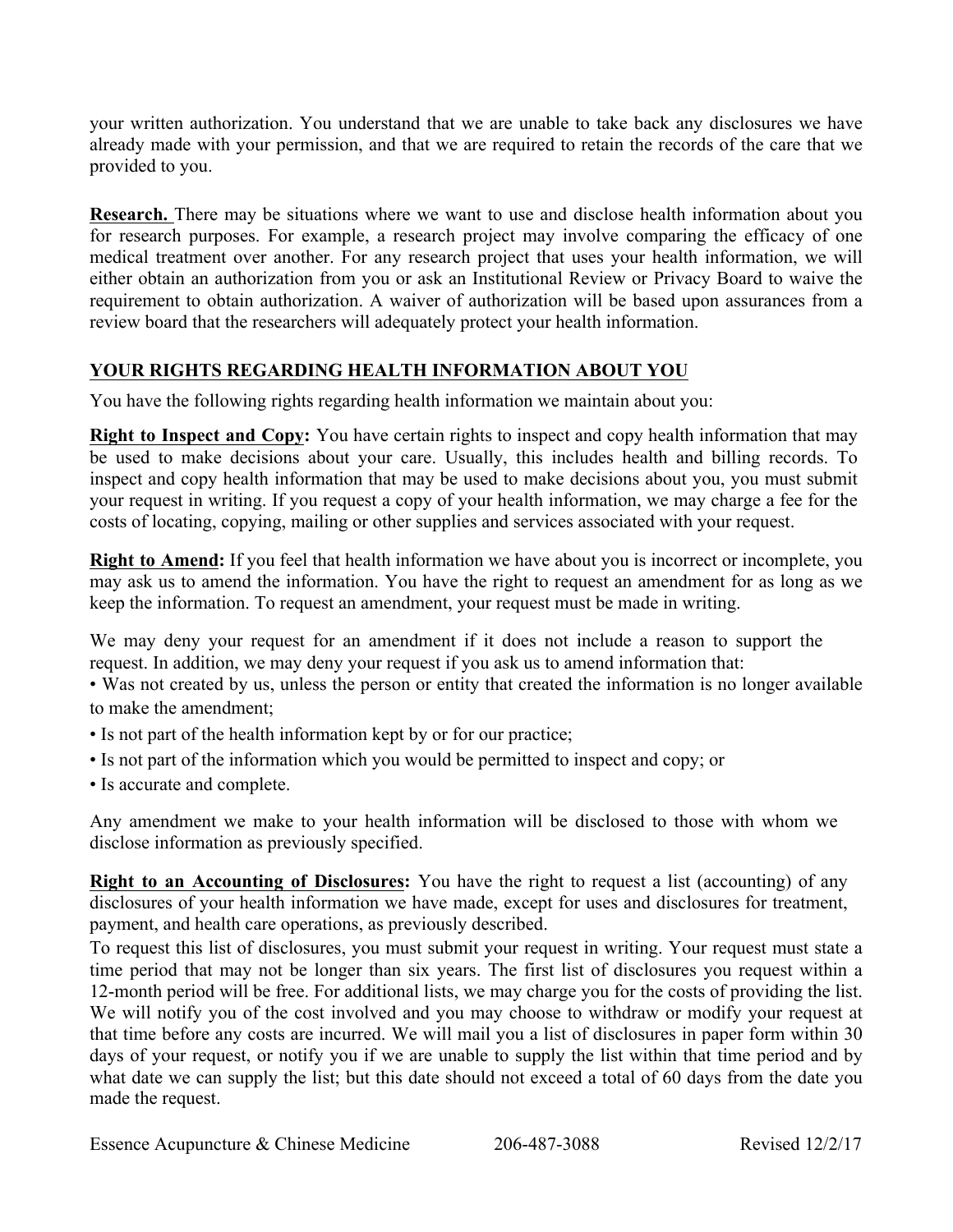your written authorization. You understand that we are unable to take back any disclosures we have already made with your permission, and that we are required to retain the records of the care that we provided to you.

**Research.** There may be situations where we want to use and disclose health information about you for research purposes. For example, a research project may involve comparing the efficacy of one medical treatment over another. For any research project that uses your health information, we will either obtain an authorization from you or ask an Institutional Review or Privacy Board to waive the requirement to obtain authorization. A waiver of authorization will be based upon assurances from a review board that the researchers will adequately protect your health information.

## YOUR RIGHTS REGARDING HEALTH INFORMATION ABOUT YOU

You have the following rights regarding health information we maintain about you:

**Right to Inspect and Copy:** You have certain rights to inspect and copy health information that may be used to make decisions about your care. Usually, this includes health and billing records. To inspect and copy health information that may be used to make decisions about you, you must submit your request in writing. If you request a copy of your health information, we may charge a fee for the costs of locating, copying, mailing or other supplies and services associated with your request.

**Right to Amend:** If you feel that health information we have about you is incorrect or incomplete, you may ask us to amend the information. You have the right to request an amendment for as long as we keep the information. To request an amendment, your request must be made in writing.

We may deny your request for an amendment if it does not include a reason to support the request. In addition, we may deny your request if you ask us to amend information that:

- Was not created by us, unless the person or entity that created the information is no longer available to make the amendment;
- Is not part of the health information kept by or for our practice;
- Is not part of the information which you would be permitted to inspect and copy; or
- Is accurate and complete.

Any amendment we make to your health information will be disclosed to those with whom we disclose information as previously specified.

**Right to an Accounting of Disclosures:** You have the right to request a list (accounting) of any disclosures of your health information we have made, except for uses and disclosures for treatment, payment, and health care operations, as previously described.

To request this list of disclosures, you must submit your request in writing. Your request must state a time period that may not be longer than six years. The first list of disclosures you request within a 12-month period will be free. For additional lists, we may charge you for the costs of providing the list. We will notify you of the cost involved and you may choose to withdraw or modify your request at that time before any costs are incurred. We will mail you a list of disclosures in paper form within 30 days of your request, or notify you if we are unable to supply the list within that time period and by what date we can supply the list; but this date should not exceed a total of 60 days from the date you made the request.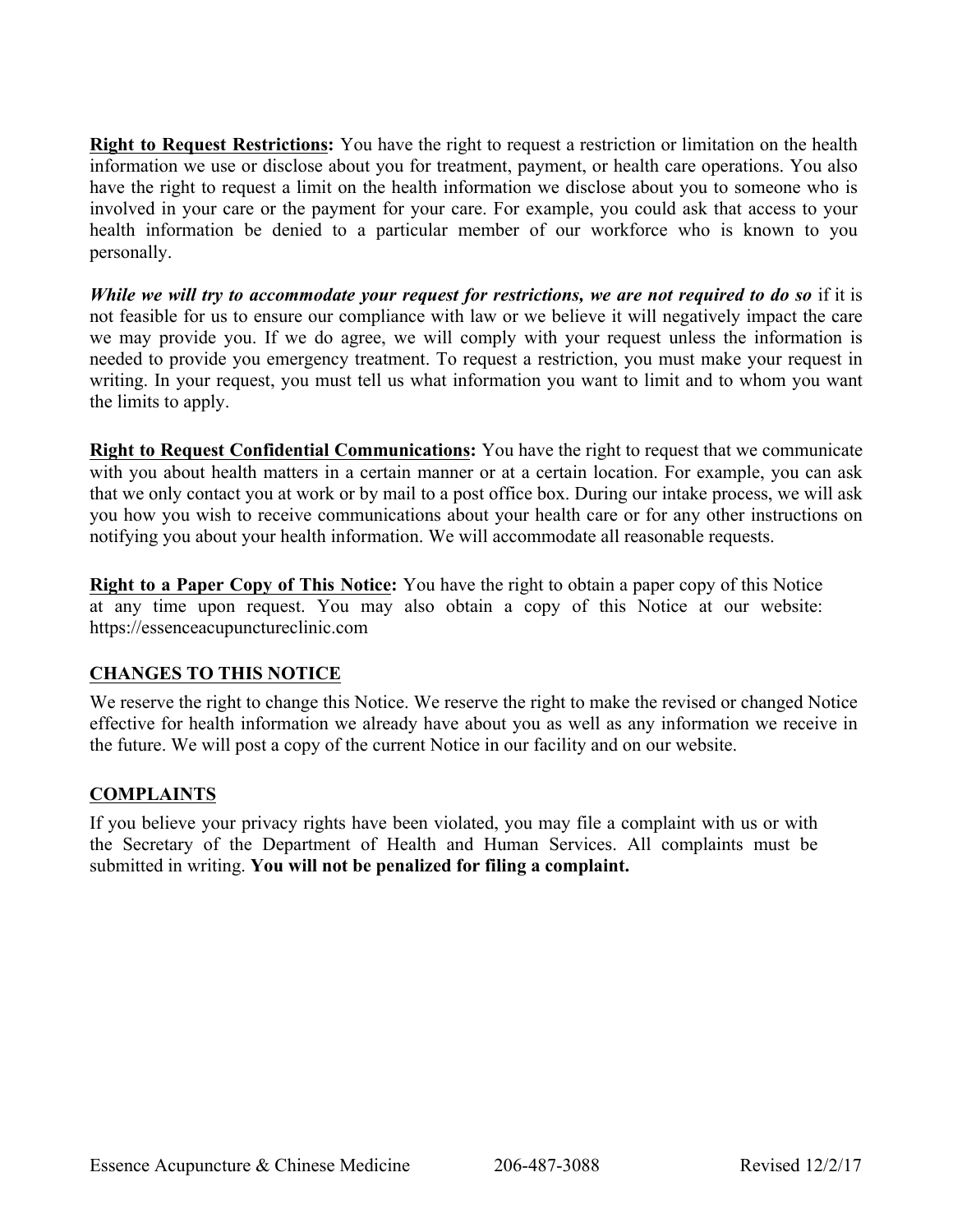**Right to Request Restrictions:** You have the right to request a restriction or limitation on the health information we use or disclose about you for treatment, payment, or health care operations. You also have the right to request a limit on the health information we disclose about you to someone who is involved in your care or the payment for your care. For example, you could ask that access to your health information be denied to a particular member of our workforce who is known to you personally.

***While we will try to accommodate your request for restrictions, we are not required to do so*** if it is not feasible for us to ensure our compliance with law or we believe it will negatively impact the care we may provide you. If we do agree, we will comply with your request unless the information is needed to provide you emergency treatment. To request a restriction, you must make your request in writing. In your request, you must tell us what information you want to limit and to whom you want the limits to apply.

**Right to Request Confidential Communications:** You have the right to request that we communicate with you about health matters in a certain manner or at a certain location. For example, you can ask that we only contact you at work or by mail to a post office box. During our intake process, we will ask you how you wish to receive communications about your health care or for any other instructions on notifying you about your health information. We will accommodate all reasonable requests.

**Right to a Paper Copy of This Notice:** You have the right to obtain a paper copy of this Notice at any time upon request. You may also obtain a copy of this Notice at our website: https://essenceacupunctureclinic.com

## CHANGES TO THIS NOTICE

We reserve the right to change this Notice. We reserve the right to make the revised or changed Notice effective for health information we already have about you as well as any information we receive in the future. We will post a copy of the current Notice in our facility and on our website.

## COMPLAINTS

If you believe your privacy rights have been violated, you may file a complaint with us or with the Secretary of the Department of Health and Human Services. All complaints must be submitted in writing. **You will not be penalized for filing a complaint.**